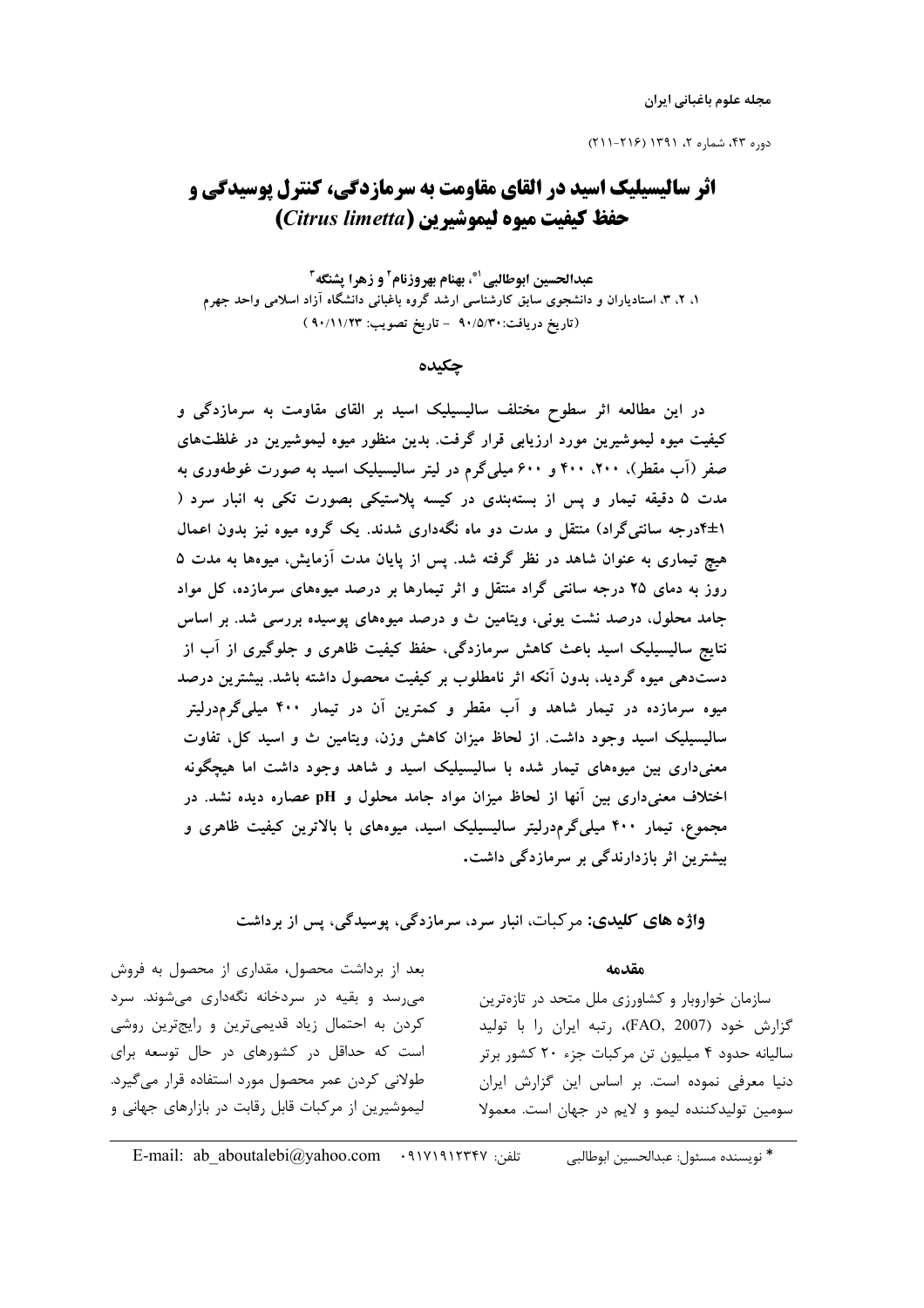# اثر سالیسیلیک اسید در القای مقاومت به سرمازدگی، کنترل پوسیدگی و حفظ کیفیت میوه لیموشیرین (*Citrus limetta*)

**عبدالحسین ابوطالبی[1*]، بهنام بهروزنام[2] و زهرا پشنگه[3]**

۱، ۲، ۳، استادیاران و دانشجوی سابق کارشناسی ارشد گروه باغبانی دانشگاه آزاد اسلامی واحد جهرم

(تاریخ دریافت: ۹۰/۵/۳۰ - تاریخ تصویب: ۹۰/۱۱/۲۳)

## چکیده

در این مطالعه اثر سطوح مختلف سالیسیلیک اسید بر القای مقاومت به سرمازدگی و کیفیت میوه لیموشیرین مورد ارزیابی قرار گرفت. بدین منظور میوه لیموشیرین در غلظت‌های صفر (آب مقطر)، ۲۰۰، ۴۰۰ و ۶۰۰ میلی‌گرم در لیتر سالیسیلیک اسید به صورت غوطه‌وری به مدت ۵ دقیقه تیمار و پس از بسته‌بندی در کیسه پلاستیکی بصورت تکی به انبار سرد (۴±۱درجه سانتی‌گراد) منتقل و مدت دو ماه نگهداری شدند. یک گروه میوه نیز بدون اعمال هیچ تیماری به عنوان شاهد در نظر گرفته شد. پس از پایان مدت آزمایش، میوه‌ها به مدت ۵ روز به دمای ۲۵ درجه سانتی گراد منتقل و اثر تیمارها بر درصد میوه‌های سرمازده، کل مواد جامد محلول، درصد نشت یونی، ویتامین ث و درصد میوه‌های پوسیده بررسی شد. بر اساس نتایج سالیسیلیک اسید باعث کاهش سرمازدگی، حفظ کیفیت ظاهری و جلوگیری از آب از دست‌دهی میوه گردید، بدون آنکه اثر نامطلوب بر کیفیت محصول داشته باشد. بیشترین درصد میوه سرمازده در تیمار شاهد و آب مقطر و کمترین آن در تیمار ۴۰۰ میلی‌گرم‌درلیتر سالیسیلیک اسید وجود داشت. از لحاظ میزان کاهش وزن، ویتامین ث و اسید کل، تفاوت معنی‌داری بین میوه‌های تیمار شده با سالیسیلیک اسید و شاهد وجود داشت اما هیچگونه اختلاف معنی‌داری بین آنها از لحاظ میزان مواد جامد محلول و pH عصاره دیده نشد. در مجموع، تیمار ۴۰۰ میلی‌گرم‌درلیتر سالیسیلیک اسید، میوه‌ای با بالاترین کیفیت ظاهری و بیشترین اثر بازدارندگی بر سرمازدگی داشت.

**واژه های کلیدی:** مرکبات، انبار سرد، سرمازدگی، پوسیدگی، پس از برداشت

## مقدمه

سازمان خواروبار و کشاورزی ملل متحد در تازه‌ترین گزارش خود (FAO, 2007)، رتبه ایران را با تولید سالیانه حدود ۴ میلیون تن مرکبات جزء ۲۰ کشور برتر دنیا معرفی نموده است. بر اساس این گزارش ایران سومین تولیدکننده لیمو و لایم در جهان است. معمولا بعد از برداشت محصول، مقداری از محصول به فروش می‌رسد و بقیه در سردخانه نگه‌داری می‌شوند. سرد کردن به احتمال زیاد قدیمی‌ترین و رایج‌ترین روشی است که حداقل در کشورهای در حال توسعه برای طولانی کردن عمر محصول مورد استفاده قرار می‌گیرد. لیموشیرین از مرکبات قابل رقابت در بازارهای جهانی و

---

\* نویسنده مسئول: عبدالحسین ابوطالبی    تلفن: ۰۹۱۷۱۹۱۲۳۴۷    E-mail: ab_aboutalebi@yahoo.com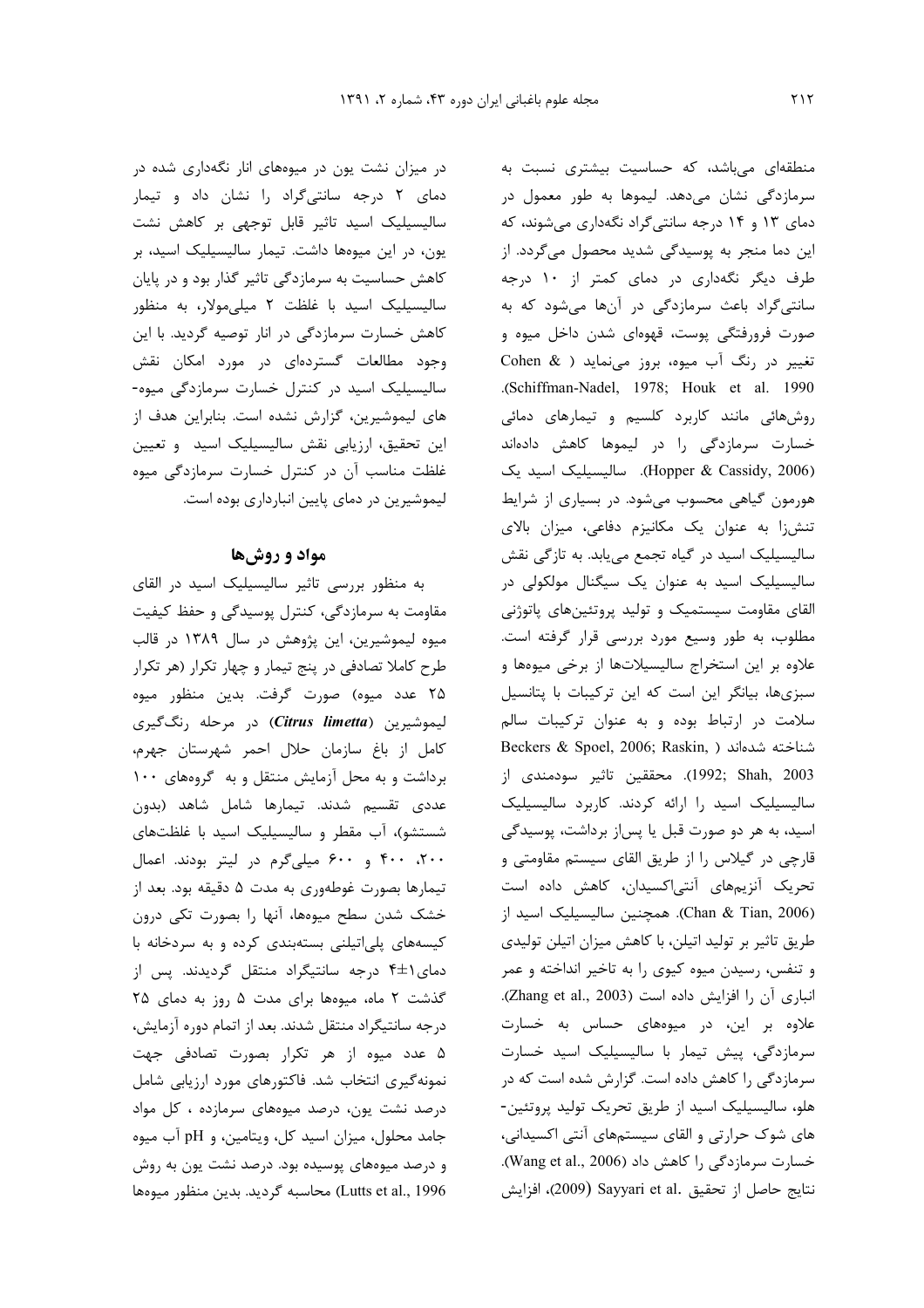منطقه‌ای می‌باشد، که حساسیت بیشتری نسبت به سرمازدگی نشان می‌دهد. لیموها به طور معمول در دمای ۱۳ و ۱۴ درجه سانتی‌گراد نگه‌داری می‌شوند، که این دما منجر به پوسیدگی شدید محصول می‌گردد. از طرف دیگر نگه‌داری در دمای کمتر از ۱۰ درجه سانتی‌گراد باعث سرمازدگی در آن‌ها می‌شود که به صورت فرورفتگی پوست، قهوه‌ای شدن داخل میوه و تغییر در رنگ آب میوه، بروز می‌نماید ( Cohen & Schiffman-Nadel, 1978; Houk et al. 1990). روش‌هائی مانند کاربرد کلسیم و تیمارهای دمائی خسارت سرمازدگی را در لیموها کاهش داده‌اند (Hopper & Cassidy, 2006). سالیسیلیک اسید یک هورمون گیاهی محسوب می‌شود. در بسیاری از شرایط تنش‌زا به عنوان یک مکانیزم دفاعی، میزان بالای سالیسیلیک اسید در گیاه تجمع می‌یابد. به تازگی نقش سالیسیلیک اسید به عنوان یک سیگنال مولکولی در القای مقاومت سیستمیک و تولید پروتئین‌های پاتوژنی مطلوب، به طور وسیع مورد بررسی قرار گرفته است. علاوه بر این استخراج سالیسیلات‌ها از برخی میوه‌ها و سبزی‌ها، بیانگر این است که این ترکیبات با پتانسیل سلامت در ارتباط بوده و به عنوان ترکیبات سالم شناخته شده‌اند ( Beckers & Spoel, 2006; Raskin, 1992; Shah, 2003). محققین تاثیر سودمندی از سالیسیلیک اسید را ارائه کردند. کاربرد سالیسیلیک اسید، به هر دو صورت قبل یا پس‌از برداشت، پوسیدگی قارچی در گیلاس را از طریق القای سیستم مقاومتی و تحریک آنزیم‌های آنتی‌اکسیدان، کاهش داده است (Chan & Tian, 2006). همچنین سالیسیلیک اسید از طریق تاثیر بر تولید اتیلن، با کاهش میزان اتیلن تولیدی و تنفس، رسیدن میوه کیوی را به تاخیر انداخته و عمر انباری آن را افزایش داده است (Zhang et al., 2003). علاوه بر این، در میوه‌های حساس به خسارت سرمازدگی، پیش تیمار با سالیسیلیک اسید خسارت سرمازدگی را کاهش داده است. گزارش شده است که در هلو، سالیسیلیک اسید از طریق تحریک تولید پروتئین‌های شوک حرارتی و القای سیستم‌های آنتی اکسیدانی، خسارت سرمازدگی را کاهش داد (Wang et al., 2006). نتایج حاصل از تحقیق .Sayyari et al (2009)، افزایش در میزان نشت یون در میوه‌های انار نگه‌داری شده در دمای ۲ درجه سانتی‌گراد را نشان داد و تیمار سالیسیلیک اسید تاثیر قابل توجهی بر کاهش نشت یون، در این میوه‌ها داشت. تیمار سالیسیلیک اسید، بر کاهش حساسیت به سرمازدگی تاثیر گذار بود و در پایان سالیسیلیک اسید با غلظت ۲ میلی‌مولار، به منظور کاهش خسارت سرمازدگی در انار توصیه گردید. با این وجود مطالعات گسترده‌ای در مورد امکان نقش سالیسیلیک اسید در کنترل خسارت سرمازدگی میوه‌های لیموشیرین، گزارش نشده است. بنابراین هدف از این تحقیق، ارزیابی نقش سالیسیلیک اسید و تعیین غلظت مناسب آن در کنترل خسارت سرمازدگی میوه لیموشیرین در دمای پایین انبارداری بوده است.

## مواد و روش‌ها

به منظور بررسی تاثیر سالیسیلیک اسید در القای مقاومت به سرمازدگی، کنترل پوسیدگی و حفظ کیفیت میوه لیموشیرین، این پژوهش در سال ۱۳۸۹ در قالب طرح کاملا تصادفی در پنج تیمار و چهار تکرار (هر تکرار ۲۵ عدد میوه) صورت گرفت. بدین منظور میوه لیموشیرین (*Citrus limetta*) در مرحله رنگ‌گیری کامل از باغ سازمان حلال احمر شهرستان جهرم، برداشت و به محل آزمایش منتقل و به گروه‌های ۱۰۰ عددی تقسیم شدند. تیمارها شامل شاهد (بدون شستشو)، آب مقطر و سالیسیلیک اسید با غلظت‌های ۲۰۰، ۴۰۰ و ۶۰۰ میلی‌گرم در لیتر بودند. اعمال تیمارها بصورت غوطه‌وری به مدت ۵ دقیقه بود. بعد از خشک شدن سطح میوه‌ها، آنها را بصورت تکی درون کیسه‌های پلی‌اتیلنی بسته‌بندی کرده و به سردخانه با دمای۱±۴ درجه سانتیگراد منتقل گردیدند. پس از گذشت ۲ ماه، میوه‌ها برای مدت ۵ روز به دمای ۲۵ درجه سانتیگراد منتقل شدند. بعد از اتمام دوره آزمایش، ۵ عدد میوه از هر تکرار بصورت تصادفی جهت نمونه‌گیری انتخاب شد. فاکتورهای مورد ارزیابی شامل درصد نشت یون، درصد میوه‌های سرمازده ، کل مواد جامد محلول، میزان اسید کل، ویتامین، و pH آب میوه و درصد میوه‌های پوسیده بود. درصد نشت یون به روش (Lutts et al., 1996) محاسبه گردید. بدین منظور میوه‌ها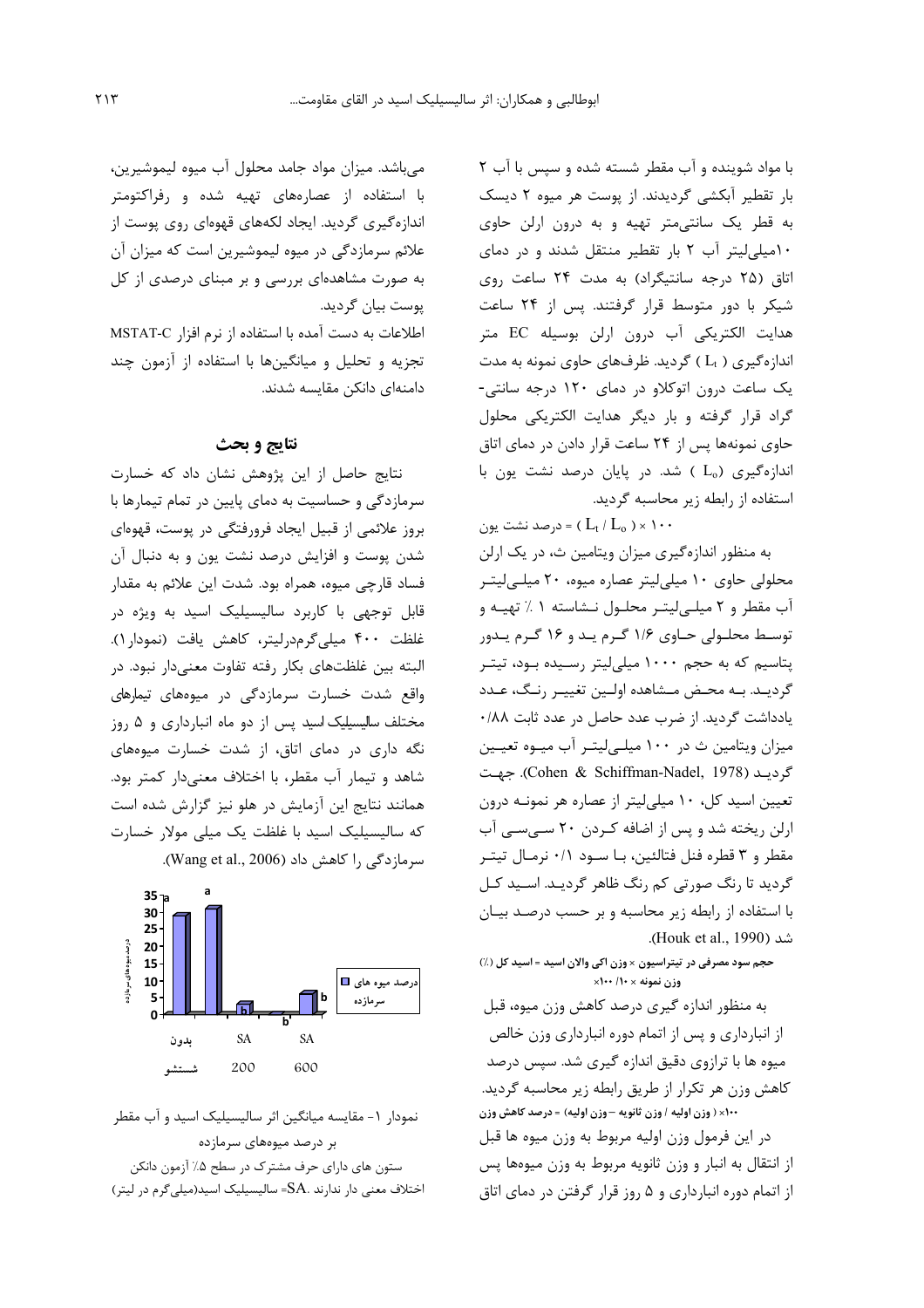با مواد شوینده و آب مقطر شسته شده و سپس با آب ۲ بار تقطیر آبکشی گردیدند. از پوست هر میوه ۲ دیسک به قطر یک سانتی‌متر تهیه و به درون ارلن حاوی ۱۰میلی‌لیتر آب ۲ بار تقطیر منتقل شدند و در دمای اتاق (۲۵ درجه سانتیگراد) به مدت ۲۴ ساعت روی شیکر با دور متوسط قرار گرفتند. پس از ۲۴ ساعت هدایت الکتریکی آب درون ارلن بوسیله EC متر اندازه‌گیری ( $L_t$ ) گردید. ظرف‌های حاوی نمونه به مدت یک ساعت درون اتوکلاو در دمای ۱۲۰ درجه سانتی‌گراد قرار گرفته و بار دیگر هدایت الکتریکی محلول حاوی نمونه‌ها پس از ۲۴ ساعت قرار دادن در دمای اتاق اندازه‌گیری ($L_o$ ) شد. در پایان درصد نشت یون با استفاده از رابطه زیر محاسبه گردید.

$$\text{درصد نشت یون} = ( L_t / L_o ) \times ۱۰۰$$

به منظور اندازه‌گیری میزان ویتامین ث، در یک ارلن محلولی حاوی ۱۰ میلی‌لیتر عصاره میوه، ۲۰ میلی‌لیتر آب مقطر و ۲ میلی‌لیتر محلول نشاسته ۱ ٪ تهیه و توسط محلولی حاوی ۱/۶ گرم ید و ۱۶ گرم یدور پتاسیم که به حجم ۱۰۰۰ میلی‌لیتر رسیده بود، تیتر گردید. به محض مشاهده اولین تغییر رنگ، عدد یادداشت گردید. از ضرب عدد حاصل در عدد ثابت ۰/۸۸ میزان ویتامین ث در ۱۰۰ میلی‌لیتر آب میوه تعیین گردید (Cohen & Schiffman-Nadel, 1978). جهت تعیین اسید کل، ۱۰ میلی‌لیتر از عصاره هر نمونه درون ارلن ریخته شد و پس از اضافه کردن ۲۰ سی‌سی آب مقطر و ۳ قطره فنل فتالئین، با سود ۰/۱ نرمال تیتر گردید تا رنگ صورتی کم رنگ ظاهر گردید. اسید کل با استفاده از رابطه زیر محاسبه و بر حسب درصد بیان شد (Houk et al., 1990).

**حجم سود مصرفی در تیتراسیون × وزن اکی والان اسید = اسید کل (٪)**
**وزن نمونه × ۱۰/ ۱۰۰×**

به منظور اندازه گیری درصد کاهش وزن میوه، قبل از انبارداری و پس از اتمام دوره انبارداری وزن خالص میوه ها با ترازوی دقیق اندازه گیری شد. سپس درصد کاهش وزن هر تکرار از طریق رابطه زیر محاسبه گردید.

**۱۰۰× ( وزن اولیه / وزن ثانویه – وزن اولیه) = درصد کاهش وزن**

در این فرمول وزن اولیه مربوط به وزن میوه ها قبل از انتقال به انبار و وزن ثانویه مربوط به وزن میوه‌ها پس از اتمام دوره انبارداری و ۵ روز قرار گرفتن در دمای اتاق می‌باشد. میزان مواد جامد محلول آب میوه لیموشیرین، با استفاده از عصاره‌های تهیه شده و رفراکتومتر اندازه‌گیری گردید. ایجاد لکه‌های قهوه‌ای روی پوست از علائم سرمازدگی در میوه لیموشیرین است که میزان آن به صورت مشاهده‌ای بررسی و بر مبنای درصدی از کل پوست بیان گردید.

اطلاعات به دست آمده با استفاده از نرم افزار MSTAT-C تجزیه و تحلیل و میانگین‌ها با استفاده از آزمون چند دامنه‌ای دانکن مقایسه شدند.

## نتایج و بحث

نتایج حاصل از این پژوهش نشان داد که خسارت سرمازدگی و حساسیت به دمای پایین در تمام تیمارها با بروز علائمی از قبیل ایجاد فرورفتگی در پوست، قهوه‌ای شدن پوست و افزایش درصد نشت یون و به دنبال آن فساد قارچی میوه، همراه بود. شدت این علائم به مقدار قابل توجهی با کاربرد سالیسیلیک اسید به ویژه در غلظت ۴۰۰ میلی‌گرم‌درلیتر، کاهش یافت (نمودار ۱). البته بین غلظت‌های بکار رفته تفاوت معنی‌دار نبود. در واقع شدت خسارت سرمازدگی در میوه‌های تیمارهای مختلف سالیسیلیک اسید پس از دو ماه انبارداری و ۵ روز نگه داری در دمای اتاق، از شدت خسارت میوه‌های شاهد و تیمار آب مقطر، با اختلاف معنی‌دار کمتر بود. همانند نتایج این آزمایش در هلو نیز گزارش شده است که سالیسیلیک اسید با غلظت یک میلی مولار خسارت سرمازدگی را کاهش داد (Wang et al., 2006).

نمودار ۱- مقایسه میانگین اثر سالیسیلیک اسید و آب مقطر بر درصد میوه‌های سرمازده

ستون های دارای حرف مشترک در سطح ۵٪ آزمون دانکن اختلاف معنی دار ندارند .SA= سالیسیلیک اسید(میلی‌گرم در لیتر)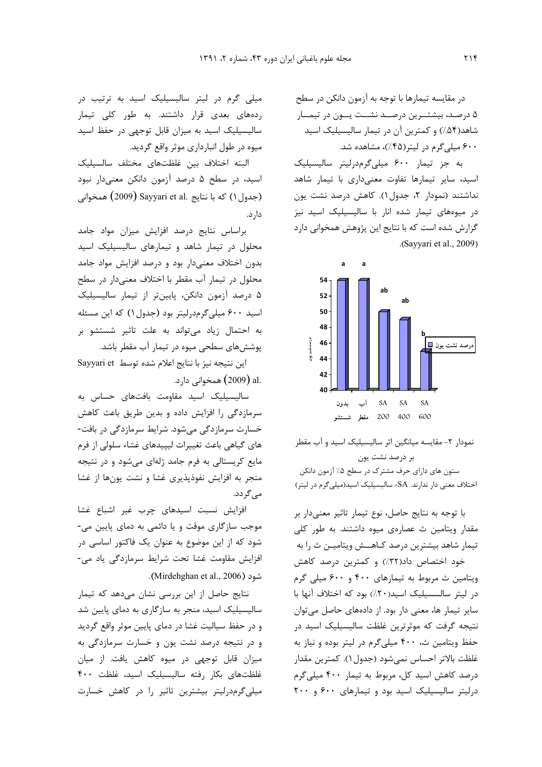در مقایسه تیمارها با توجه به آزمون دانکن در سطح ۵ درصد، بیشترین درصد نشت یون در تیمار شاهد(۵۴٪) و کمترین آن در تیمار سالیسیلیک اسید ۶۰۰ میلی‌گرم در لیتر(۴۵٪)، مشاهده شد.

به جز تیمار ۶۰۰ میلی‌گرم‌درلیتر سالیسیلیک اسید، سایر تیمارها تفاوت معنی‌داری با تیمار شاهد نداشتند (نمودار ۲، جدول۱). کاهش درصد نشت یون در میوه‌های تیمار شده انار با سالیسیلیک اسید نیز گزارش شده است که با نتایج این پژوهش همخوانی دارد (Sayyari et al., 2009).

نمودار ۲- مقایسه میانگین اثر سالیسیلیک اسید و آب مقطر بر درصد نشت یون

ستون های دارای حرف مشترک در سطح ۵٪ آزمون دانکن اختلاف معنی دار ندارند. SA= سالیسیلیک اسید(میلی‌گرم در لیتر)

با توجه به نتایج حاصل، نوع تیمار تاثیر معنی‌دار بر مقدار ویتامین ث عصاره‌ی میوه داشتند. به طور کلی تیمار شاهد بیشترین درصد کاهش ویتامین ث را به خود اختصاص داد(۳۲٪) و کمترین درصد کاهش ویتامین ث مربوط به تیمارهای ۴۰۰ و ۶۰۰ میلی گرم در لیتر سالسیلیک اسید(۲۰٪) بود که اختلاف آنها با سایر تیمار ها، معنی دار بود. از داده‌های حاصل می‌توان نتیجه گرفت که موثرترین غلظت سالیسیلیک اسید در حفظ ویتامین ث، ۴۰۰ میلی‌گرم در لیتر بوده و نیاز به غلظت بالاتر احساس نمی‌شود (جدول۱). کمترین مقدار درصد کاهش اسید کل، مربوط به تیمار ۴۰۰ میلی‌گرم درلیتر سالیسیلیک اسید بود و تیمارهای ۶۰۰ و ۲۰۰ میلی گرم در لیتر سالیسیلیک اسید به ترتیب در رده‌های بعدی قرار داشتند. به طور کلی تیمار سالیسیلیک اسید به میزان قابل توجهی در حفظ اسید میوه در طول انبارداری موثر واقع گردید.

البته اختلاف بین غلظت‌های مختلف سالسیلیک اسید، در سطح ۵ درصد آزمون دانکن معنی‌دار نبود (جدول۱) که با نتایج .Sayyari et al (2009) همخوانی دارد.

براساس نتایج درصد افزایش میزان مواد جامد محلول در تیمار شاهد و تیمارهای سالیسیلیک اسید بدون اختلاف معنی‌دار بود و درصد افزایش مواد جامد محلول در تیمار آب مقطر با اختلاف معنی‌دار در سطح ۵ درصد آزمون دانکن، پایین‌تر از تیمار سالیسیلیک اسید ۶۰۰ میلی‌گرم‌درلیتر بود (جدول۱) که این مسئله به احتمال زیاد می‌تواند به علت تاثیر شستشو بر پوشش‌های سطحی میوه در تیمار آب مقطر باشد.

این نتیجه نیز با نتایج اعلام شده توسط Sayyari et al. (2009) همخوانی دارد.

سالیسیلیک اسید مقاومت بافت‌های حساس به سرمازدگی را افزایش داده و بدین طریق باعث کاهش خسارت سرمازدگی می‌شود. شرایط سرمازدگی در بافت‌های گیاهی باعث تغییرات لیپیدهای غشاء سلولی از فرم مایع کریستالی به فرم جامد ژله‌ای می‌شود و در نتیجه منجر به افزایش نفوذپذیری غشا و نشت یون‌ها از غشا می‌گردد.

افزایش نسبت اسیدهای چرب غیر اشباع غشا موجب سازگاری موقت و یا دائمی به دمای پایین می‌شود که از این موضوع به عنوان یک فاکتور اساسی در افزایش مقاومت غشا تحت شرایط سرمازدگی یاد می‌شود (Mirdehghan et al., 2006).

نتایج حاصل از این بررسی نشان می‌دهد که تیمار سالیسیلیک اسید، منجر به سازگاری به دمای پایین شد و در حفظ سیالیت غشا در دمای پایین موثر واقع گردید و در نتیجه درصد نشت یون و خسارت سرمازدگی به میزان قابل توجهی در میوه کاهش یافت. از میان غلظت‌های بکار رفته سالیسیلیک اسید، غلظت ۴۰۰ میلی‌گرم‌درلیتر بیشترین تاثیر را در کاهش خسارت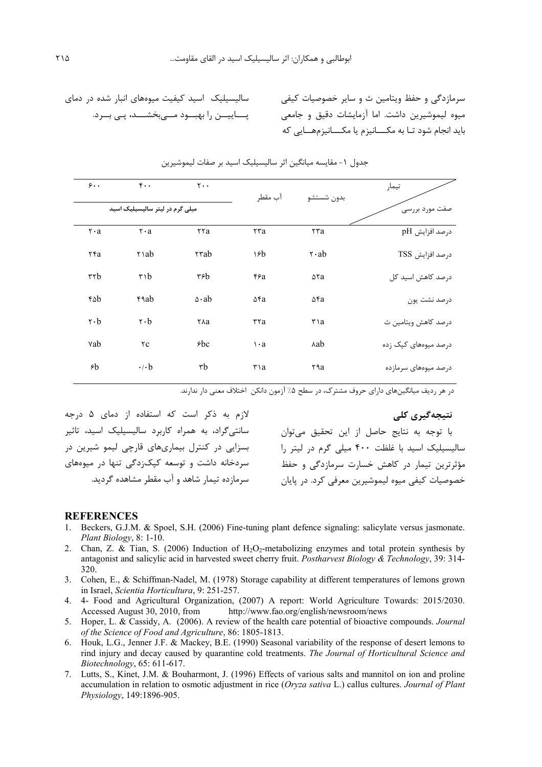سرمازدگی و حفظ ویتامین ث و سایر خصوصیات کیفی میوه لیموشیرین داشت. اما آزمایشات دقیق و جامعی باید انجام شود تـا به مکـــانیزم یا مکـــانیزم‌هـــایی که سالیسیلیک اسید کیفیت میوه‌های انبار شده در دمای پـــاییـــن را بهبـــود مـــی‌بخشـــد، پـی بـــرد.

جدول ۱- مقایسه میانگین اثر سالیسیلیک اسید بر صفات لیموشیرین

| صفت مورد بررسی / تیمار | بدون شستشو | آب مقطر | ۲۰۰ | ۴۰۰ | ۶۰۰ |
|---|---|---|---|---|---|
| | | | میلی گرم در لیتر سالیسیلیک اسید | | |
| درصد افزایش pH | ۲۳a | ۲۳a | ۲۲a | ۲۰a | ۲۰a |
| درصد افزایش TSS | ۲۰ab | ۱۶b | ۲۳ab | ۲۱ab | ۲۴a |
| درصد کاهش اسید کل | ۵۲a | ۴۶a | ۳۶b | ۳۱b | ۳۲b |
| درصد نشت یون | ۵۴a | ۵۴a | ۵۰ab | ۴۹ab | ۴۵b |
| درصد کاهش ویتامین ث | ۳۱a | ۳۲a | ۲۸a | ۲۰b | ۲۰b |
| درصد میوه‌های کپک زده | ۸ab | ۱۰a | ۶bc | ۲c | ۷ab |
| درصد میوه‌های سرمازده | ۲۹a | ۳۱a | ۳b | ۰/۰b | ۶b |

در هر ردیف میانگین‌های دارای حروف مشترک، در سطح ۵٪ آزمون دانکن اختلاف معنی دار ندارند.

## نتیجه‌گیری کلی

با توجه به نتایج حاصل از این تحقیق می‌توان سالیسیلیک اسید با غلظت ۴۰۰ میلی گرم در لیتر را مؤثرترین تیمار در کاهش خسارت سرمازدگی و حفظ خصوصیات کیفی میوه لیموشیرین معرفی کرد. در پایان لازم به ذکر است که استفاده از دمای ۵ درجه سانتی‌گراد، به همراه کاربرد سالیسیلیک اسید، تاثیر بسزایی در کنترل بیماری‌های قارچی لیمو شیرین در سردخانه داشت و توسعه کپک‌زدگی تنها در میوه‌های سرمازده تیمار شاهد و آب مقطر مشاهده گردید.

## REFERENCES

1. Beckers, G.J.M. & Spoel, S.H. (2006) Fine-tuning plant defence signaling: salicylate versus jasmonate. *Plant Biology*, 8: 1-10.
2. Chan, Z. & Tian, S. (2006) Induction of $H_2O_2$-metabolizing enzymes and total protein synthesis by antagonist and salicylic acid in harvested sweet cherry fruit. *Postharvest Biology & Technology*, 39: 314-320.
3. Cohen, E., & Schiffman-Nadel, M. (1978) Storage capability at different temperatures of lemons grown in Israel, *Scientia Horticultura*, 9: 251-257.
4. 4- Food and Agricultural Organization, (2007) A report: World Agriculture Towards: 2015/2030. Accessed August 30, 2010, from http://www.fao.org/english/newsroom/news
5. Hoper, L. & Cassidy, A. (2006). A review of the health care potential of bioactive compounds. *Journal of the Science of Food and Agriculture*, 86: 1805-1813.
6. Houk, L.G., Jenner J.F. & Mackey, B.E. (1990) Seasonal variability of the response of desert lemons to rind injury and decay caused by quarantine cold treatments. *The Journal of Horticultural Science and Biotechnology*, 65: 611-617.
7. Lutts, S., Kinet, J.M. & Bouharmont, J. (1996) Effects of various salts and mannitol on ion and proline accumulation in relation to osmotic adjustment in rice (*Oryza sativa* L.) callus cultures. *Journal of Plant Physiology*, 149:1896-905.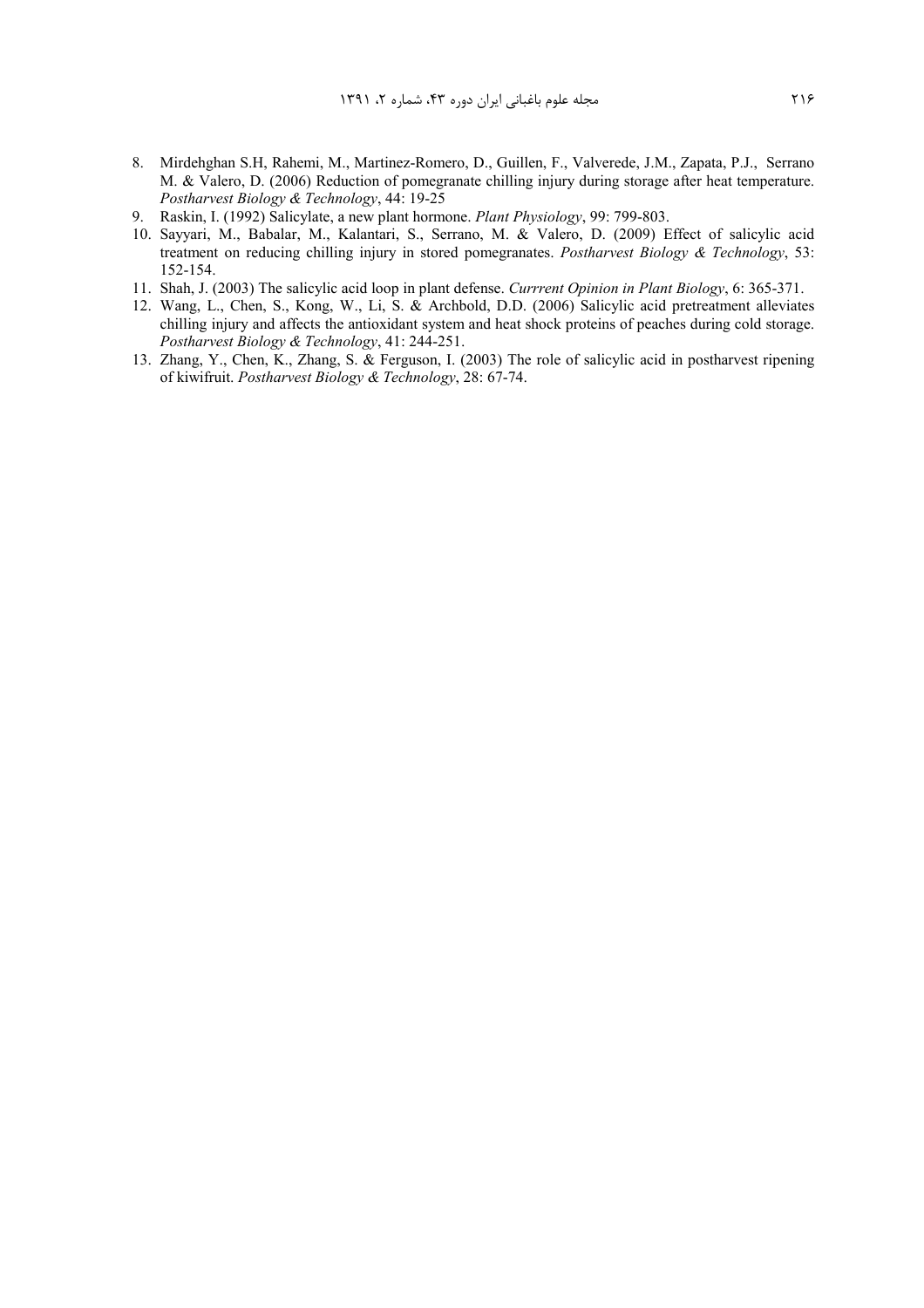8. Mirdehghan S.H, Rahemi, M., Martinez-Romero, D., Guillen, F., Valverede, J.M., Zapata, P.J., Serrano M. & Valero, D. (2006) Reduction of pomegranate chilling injury during storage after heat temperature. *Postharvest Biology & Technology*, 44: 19-25
9. Raskin, I. (1992) Salicylate, a new plant hormone. *Plant Physiology*, 99: 799-803.
10. Sayyari, M., Babalar, M., Kalantari, S., Serrano, M. & Valero, D. (2009) Effect of salicylic acid treatment on reducing chilling injury in stored pomegranates. *Postharvest Biology & Technology*, 53: 152-154.
11. Shah, J. (2003) The salicylic acid loop in plant defense. *Currrent Opinion in Plant Biology*, 6: 365-371.
12. Wang, L., Chen, S., Kong, W., Li, S. & Archbold, D.D. (2006) Salicylic acid pretreatment alleviates chilling injury and affects the antioxidant system and heat shock proteins of peaches during cold storage. *Postharvest Biology & Technology*, 41: 244-251.
13. Zhang, Y., Chen, K., Zhang, S. & Ferguson, I. (2003) The role of salicylic acid in postharvest ripening of kiwifruit. *Postharvest Biology & Technology*, 28: 67-74.